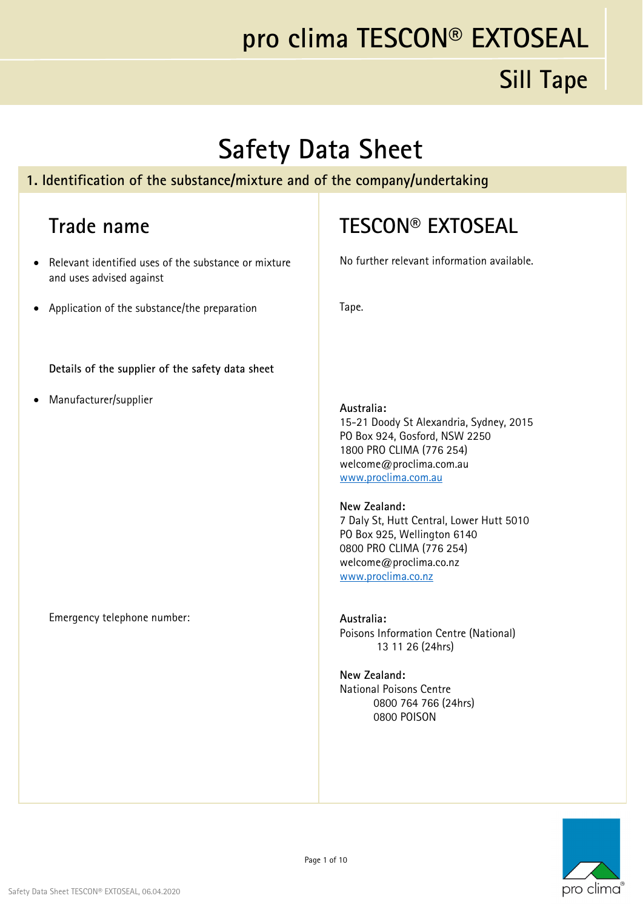# pro clima TESCON® EXTOSEAL

## Sill Tape

# Safety Data Sheet

## 1. Identification of the substance/mixture and of the company/undertaking

| Trade name | TESCON® EXTOSEAL |
|---|---|
| • Relevant identified uses of the substance or mixture and uses advised against | No further relevant information available. |
| • Application of the substance/the preparation | Tape. |
| **Details of the supplier of the safety data sheet** | |
| • Manufacturer/supplier | **Australia:**<br>15-21 Doody St Alexandria, Sydney, 2015<br>PO Box 924, Gosford, NSW 2250<br>1800 PRO CLIMA (776 254)<br>welcome@proclima.com.au<br>www.proclima.com.au<br><br>**New Zealand:**<br>7 Daly St, Hutt Central, Lower Hutt 5010<br>PO Box 925, Wellington 6140<br>0800 PRO CLIMA (776 254)<br>welcome@proclima.co.nz<br>www.proclima.co.nz |
| Emergency telephone number: | **Australia:**<br>Poisons Information Centre (National)<br>13 11 26 (24hrs)<br><br>**New Zealand:**<br>National Poisons Centre<br>0800 764 766 (24hrs)<br>0800 POISON |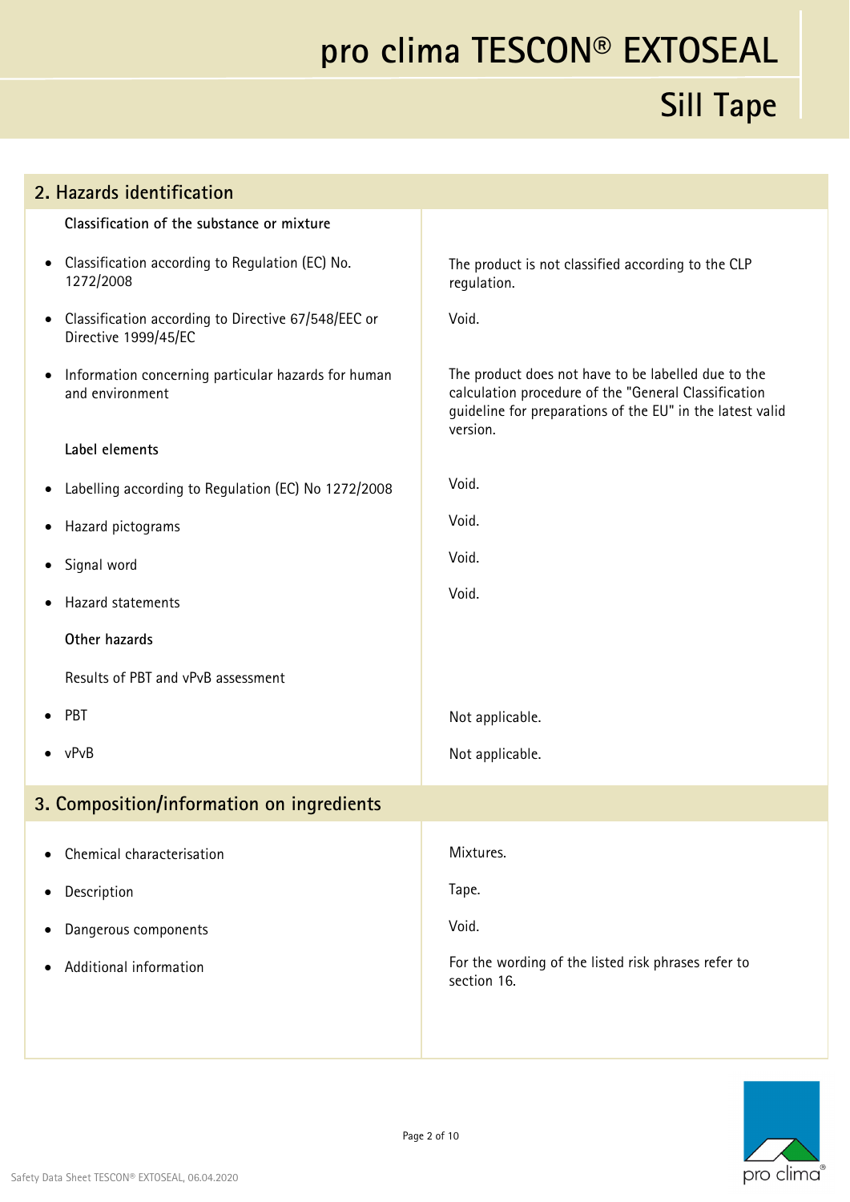## 2. Hazards identification

| Classification of the substance or mixture | |
|---|---|
| • Classification according to Regulation (EC) No. 1272/2008 | The product is not classified according to the CLP regulation. |
| • Classification according to Directive 67/548/EEC or Directive 1999/45/EC | Void. |
| • Information concerning particular hazards for human and environment | The product does not have to be labelled due to the calculation procedure of the "General Classification guideline for preparations of the EU" in the latest valid version. |
| **Label elements** | |
| • Labelling according to Regulation (EC) No 1272/2008 | Void. |
| • Hazard pictograms | Void. |
| • Signal word | Void. |
| • Hazard statements | Void. |
| **Other hazards** | |
| Results of PBT and vPvB assessment | |
| • PBT | Not applicable. |
| • vPvB | Not applicable. |

## 3. Composition/information on ingredients

| | |
|---|---|
| • Chemical characterisation | Mixtures. |
| • Description | Tape. |
| • Dangerous components | Void. |
| • Additional information | For the wording of the listed risk phrases refer to section 16. |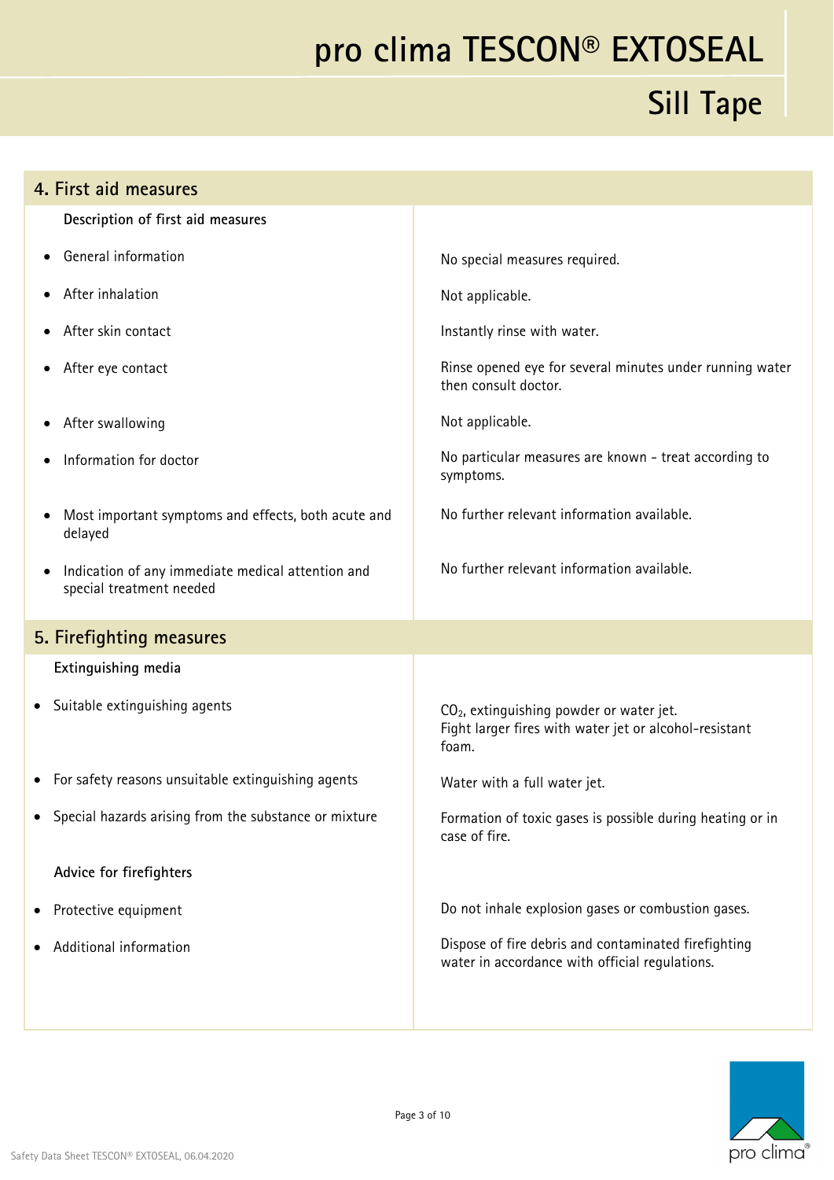## 4. First aid measures

| Description of first aid measures | |
|---|---|
| • General information | No special measures required. |
| • After inhalation | Not applicable. |
| • After skin contact | Instantly rinse with water. |
| • After eye contact | Rinse opened eye for several minutes under running water then consult doctor. |
| • After swallowing | Not applicable. |
| • Information for doctor | No particular measures are known - treat according to symptoms. |
| • Most important symptoms and effects, both acute and delayed | No further relevant information available. |
| • Indication of any immediate medical attention and special treatment needed | No further relevant information available. |

## 5. Firefighting measures

| Extinguishing media | |
|---|---|
| • Suitable extinguishing agents | $CO_2$, extinguishing powder or water jet. Fight larger fires with water jet or alcohol-resistant foam. |
| • For safety reasons unsuitable extinguishing agents | Water with a full water jet. |
| • Special hazards arising from the substance or mixture | Formation of toxic gases is possible during heating or in case of fire. |
| **Advice for firefighters** | |
| • Protective equipment | Do not inhale explosion gases or combustion gases. |
| • Additional information | Dispose of fire debris and contaminated firefighting water in accordance with official regulations. |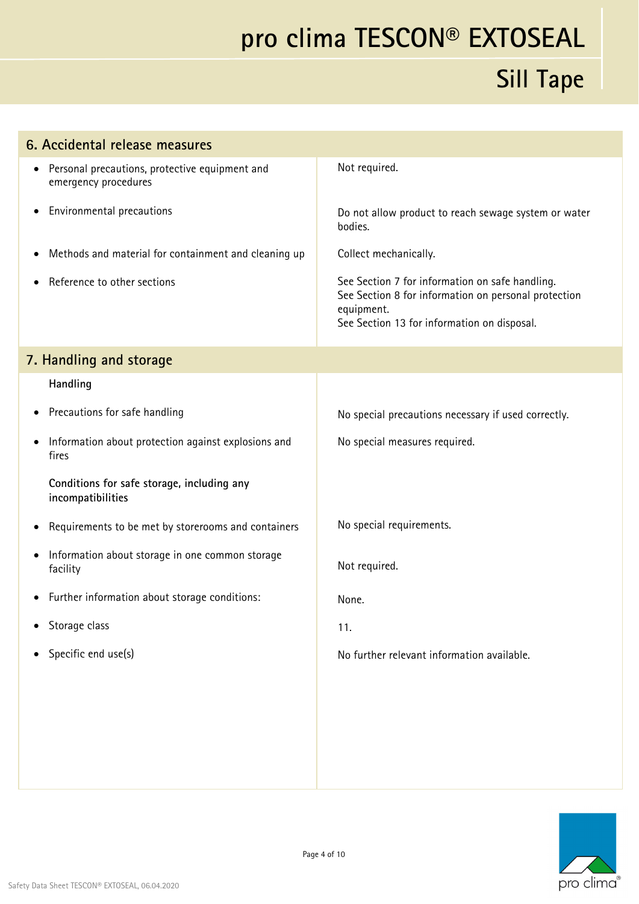## 6. Accidental release measures

| | |
|---|---|
| • Personal precautions, protective equipment and emergency procedures | Not required. |
| • Environmental precautions | Do not allow product to reach sewage system or water bodies. |
| • Methods and material for containment and cleaning up | Collect mechanically. |
| • Reference to other sections | See Section 7 for information on safe handling.<br>See Section 8 for information on personal protection equipment.<br>See Section 13 for information on disposal. |

## 7. Handling and storage

| | |
|---|---|
| **Handling** | |
| • Precautions for safe handling | No special precautions necessary if used correctly. |
| • Information about protection against explosions and fires | No special measures required. |
| **Conditions for safe storage, including any incompatibilities** | |
| • Requirements to be met by storerooms and containers | No special requirements. |
| • Information about storage in one common storage facility | Not required. |
| • Further information about storage conditions: | None. |
| • Storage class | 11. |
| • Specific end use(s) | No further relevant information available. |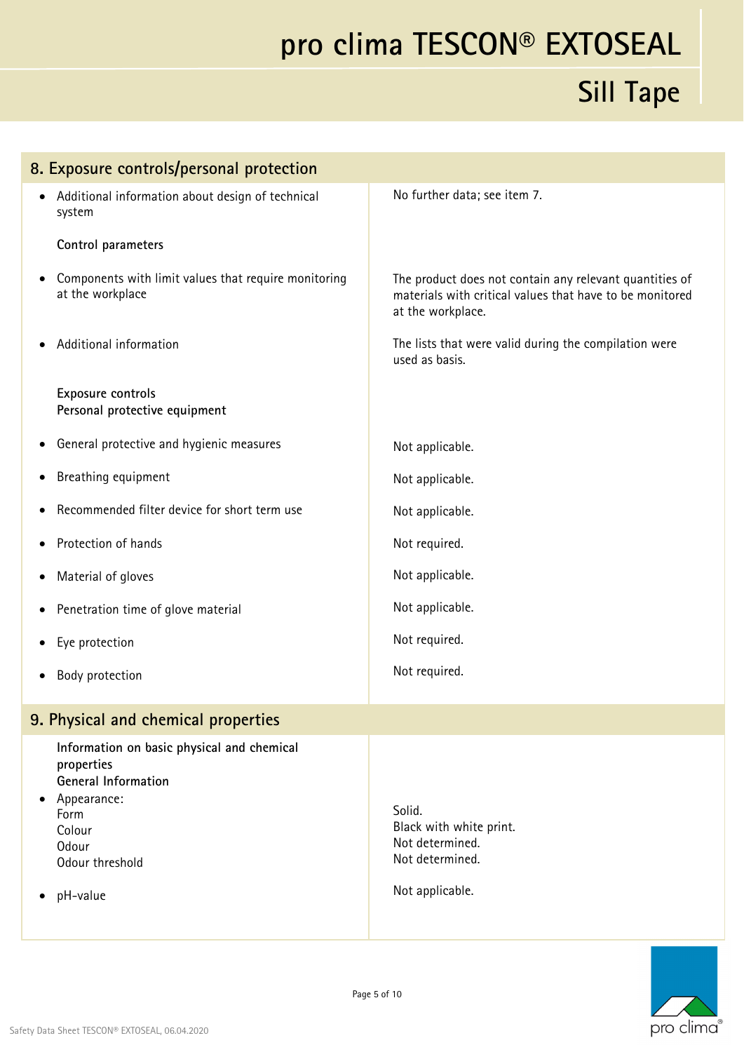## 8. Exposure controls/personal protection

| | |
|---|---|
| • Additional information about design of technical system | No further data; see item 7. |
| **Control parameters** | |
| • Components with limit values that require monitoring at the workplace | The product does not contain any relevant quantities of materials with critical values that have to be monitored at the workplace. |
| • Additional information | The lists that were valid during the compilation were used as basis. |
| **Exposure controls** **Personal protective equipment** | |
| • General protective and hygienic measures | Not applicable. |
| • Breathing equipment | Not applicable. |
| • Recommended filter device for short term use | Not applicable. |
| • Protection of hands | Not required. |
| • Material of gloves | Not applicable. |
| • Penetration time of glove material | Not applicable. |
| • Eye protection | Not required. |
| • Body protection | Not required. |

## 9. Physical and chemical properties

| | |
|---|---|
| **Information on basic physical and chemical properties** | |
| **General Information** | |
| • Appearance: | |
| Form | Solid. |
| Colour | Black with white print. |
| Odour | Not determined. |
| Odour threshold | Not determined. |
| • pH-value | Not applicable. |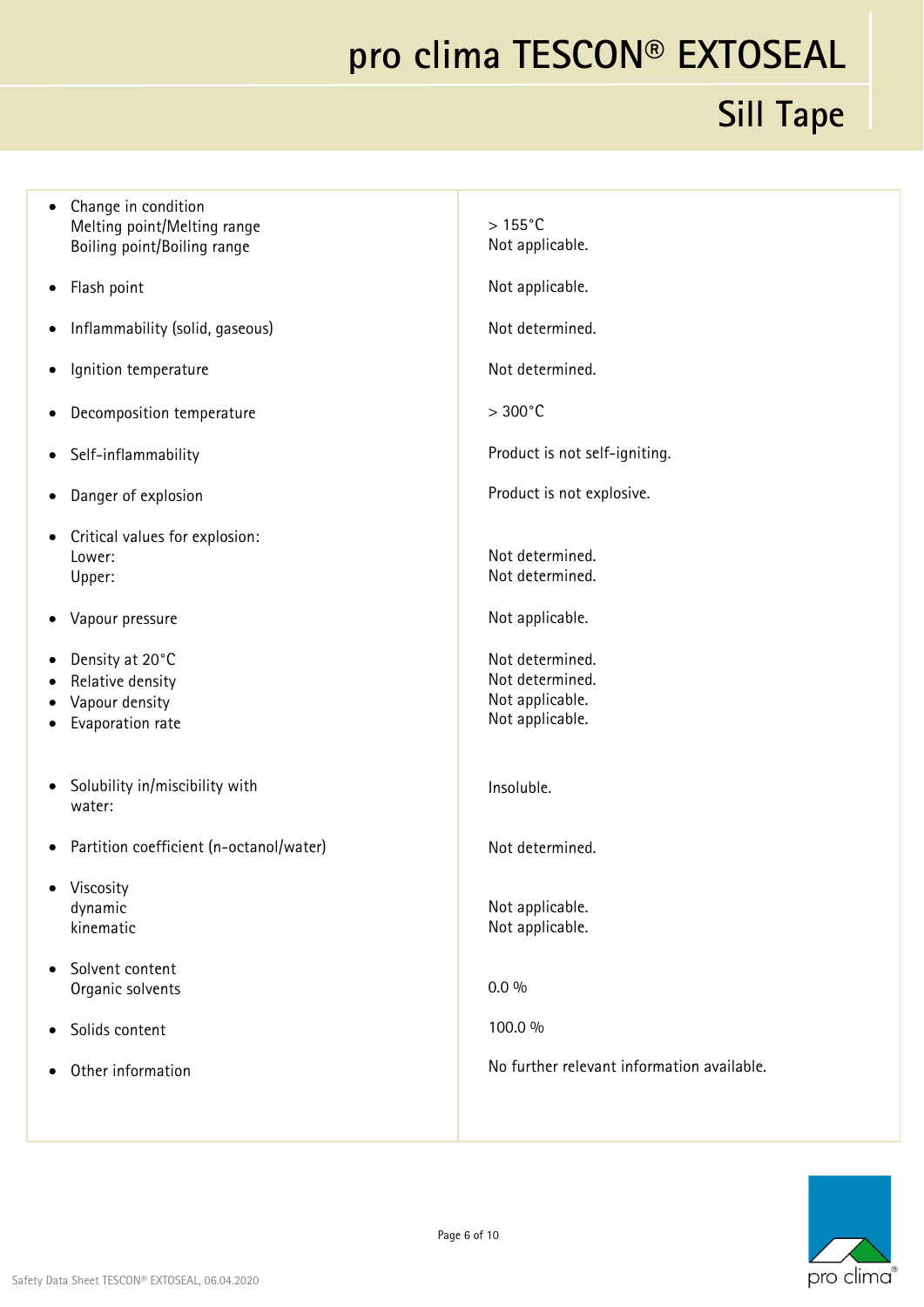| Property | Value |
| --- | --- |
| Change in condition<br>Melting point/Melting range<br>Boiling point/Boiling range | <br>> 155°C<br>Not applicable. |
| Flash point | Not applicable. |
| Inflammability (solid, gaseous) | Not determined. |
| Ignition temperature | Not determined. |
| Decomposition temperature | > 300°C |
| Self-inflammability | Product is not self-igniting. |
| Danger of explosion | Product is not explosive. |
| Critical values for explosion:<br>Lower:<br>Upper: | <br>Not determined.<br>Not determined. |
| Vapour pressure | Not applicable. |
| Density at 20°C | Not determined. |
| Relative density | Not determined. |
| Vapour density | Not applicable. |
| Evaporation rate | Not applicable. |
| Solubility in/miscibility with water: | Insoluble. |
| Partition coefficient (n-octanol/water) | Not determined. |
| Viscosity<br>dynamic<br>kinematic | <br>Not applicable.<br>Not applicable. |
| Solvent content<br>Organic solvents | <br>0.0 % |
| Solids content | 100.0 % |
| Other information | No further relevant information available. |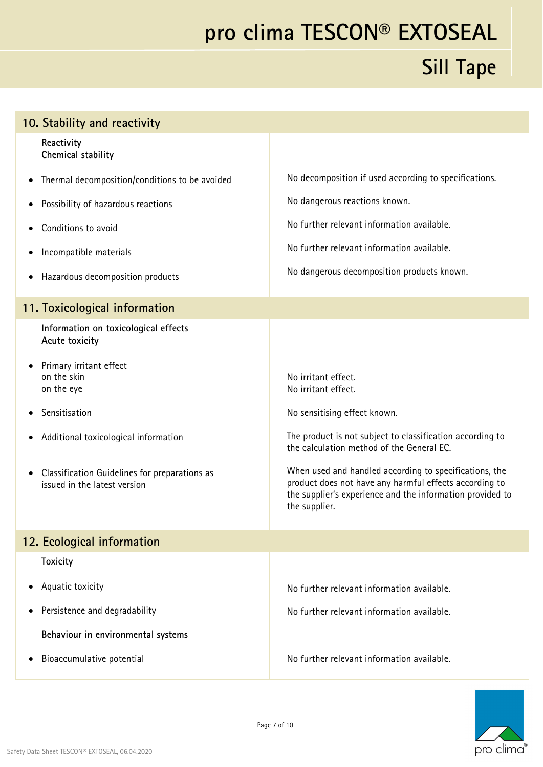## 10. Stability and reactivity

| | |
|---|---|
| **Reactivity** | |
| **Chemical stability** | |
| • Thermal decomposition/conditions to be avoided | No decomposition if used according to specifications. |
| • Possibility of hazardous reactions | No dangerous reactions known. |
| • Conditions to avoid | No further relevant information available. |
| • Incompatible materials | No further relevant information available. |
| • Hazardous decomposition products | No dangerous decomposition products known. |

## 11. Toxicological information

| | |
|---|---|
| **Information on toxicological effects** | |
| **Acute toxicity** | |
| • Primary irritant effect | |
| on the skin | No irritant effect. |
| on the eye | No irritant effect. |
| • Sensitisation | No sensitising effect known. |
| • Additional toxicological information | The product is not subject to classification according to the calculation method of the General EC. |
| • Classification Guidelines for preparations as issued in the latest version | When used and handled according to specifications, the product does not have any harmful effects according to the supplier's experience and the information provided to the supplier. |

## 12. Ecological information

| | |
|---|---|
| **Toxicity** | |
| • Aquatic toxicity | No further relevant information available. |
| • Persistence and degradability | No further relevant information available. |
| **Behaviour in environmental systems** | |
| • Bioaccumulative potential | No further relevant information available. |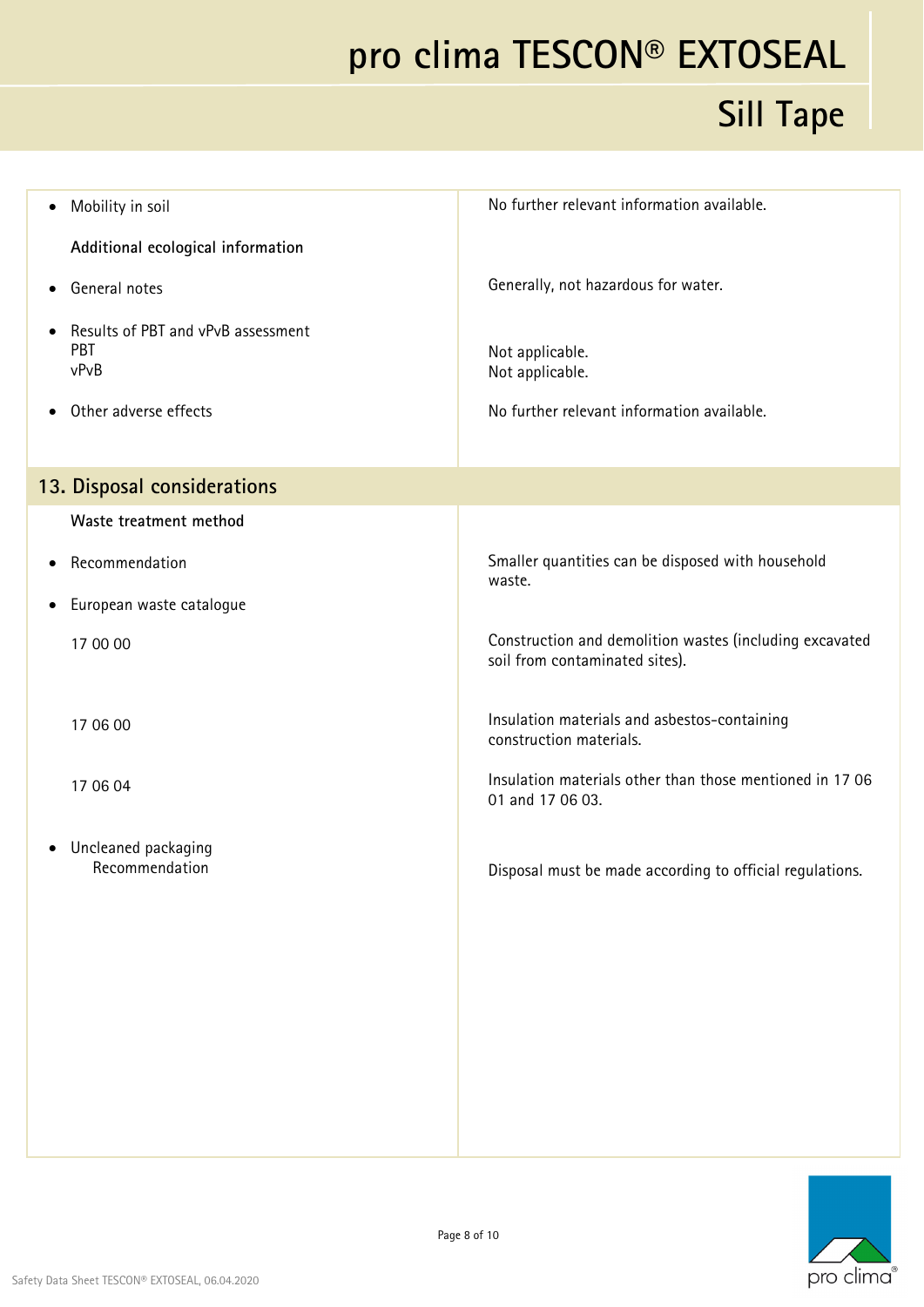| | |
|---|---|
| • Mobility in soil | No further relevant information available. |
| **Additional ecological information** | |
| • General notes | Generally, not hazardous for water. |
| • Results of PBT and vPvB assessment<br>PBT<br>vPvB | <br>Not applicable.<br>Not applicable. |
| • Other adverse effects | No further relevant information available. |

## 13. Disposal considerations

| | |
|---|---|
| **Waste treatment method** | |
| • Recommendation | Smaller quantities can be disposed with household waste. |
| • European waste catalogue | |
| 17 00 00 | Construction and demolition wastes (including excavated soil from contaminated sites). |
| 17 06 00 | Insulation materials and asbestos-containing construction materials. |
| 17 06 04 | Insulation materials other than those mentioned in 17 06 01 and 17 06 03. |
| • Uncleaned packaging<br>Recommendation | <br>Disposal must be made according to official regulations. |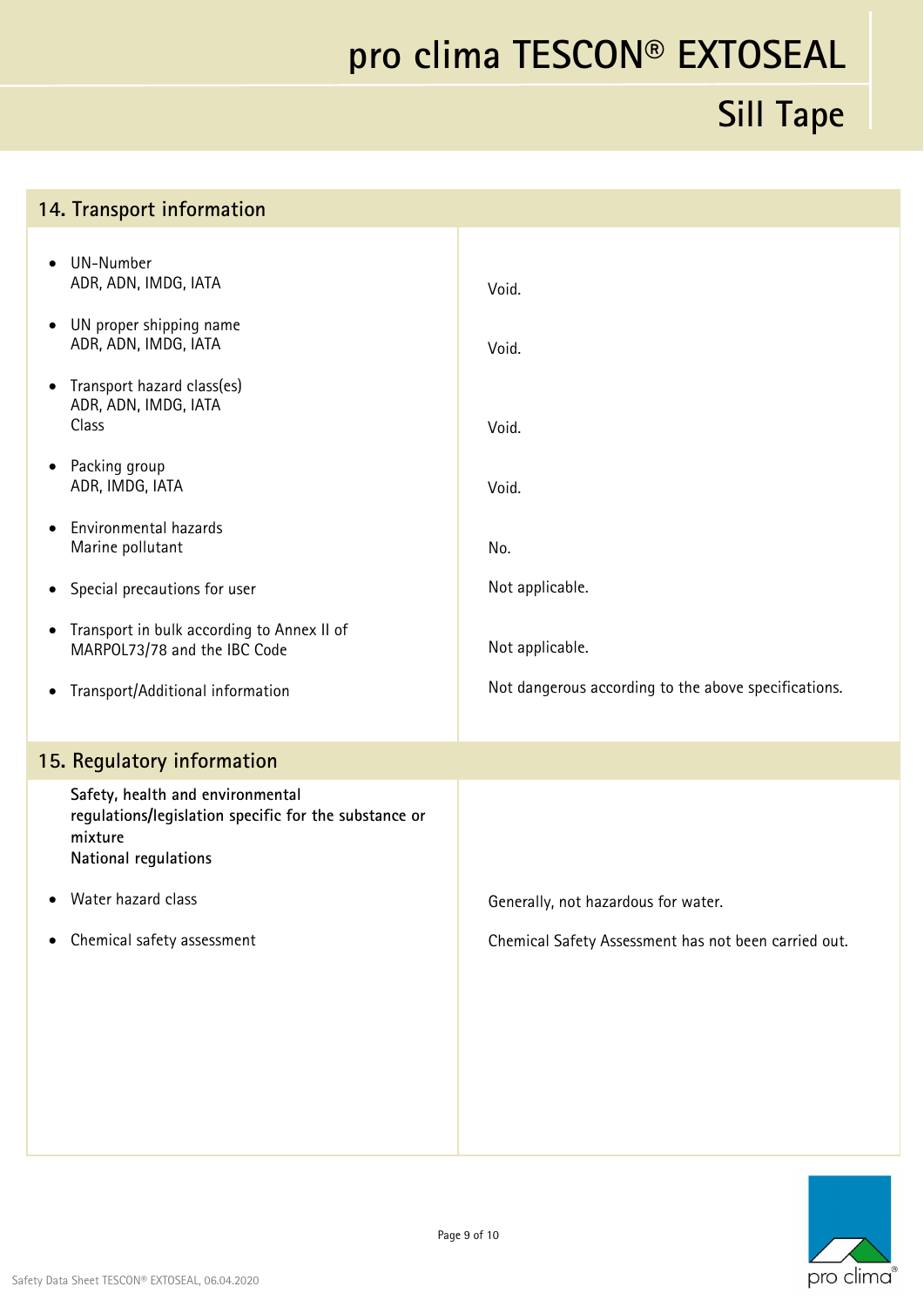## 14. Transport information

| | |
|---|---|
| • UN-Number<br>ADR, ADN, IMDG, IATA | Void. |
| • UN proper shipping name<br>ADR, ADN, IMDG, IATA | Void. |
| • Transport hazard class(es)<br>ADR, ADN, IMDG, IATA<br>Class | Void. |
| • Packing group<br>ADR, IMDG, IATA | Void. |
| • Environmental hazards<br>Marine pollutant | No. |
| • Special precautions for user | Not applicable. |
| • Transport in bulk according to Annex II of MARPOL73/78 and the IBC Code | Not applicable. |
| • Transport/Additional information | Not dangerous according to the above specifications. |

## 15. Regulatory information

**Safety, health and environmental regulations/legislation specific for the substance or mixture**
**National regulations**

| | |
|---|---|
| • Water hazard class | Generally, not hazardous for water. |
| • Chemical safety assessment | Chemical Safety Assessment has not been carried out. |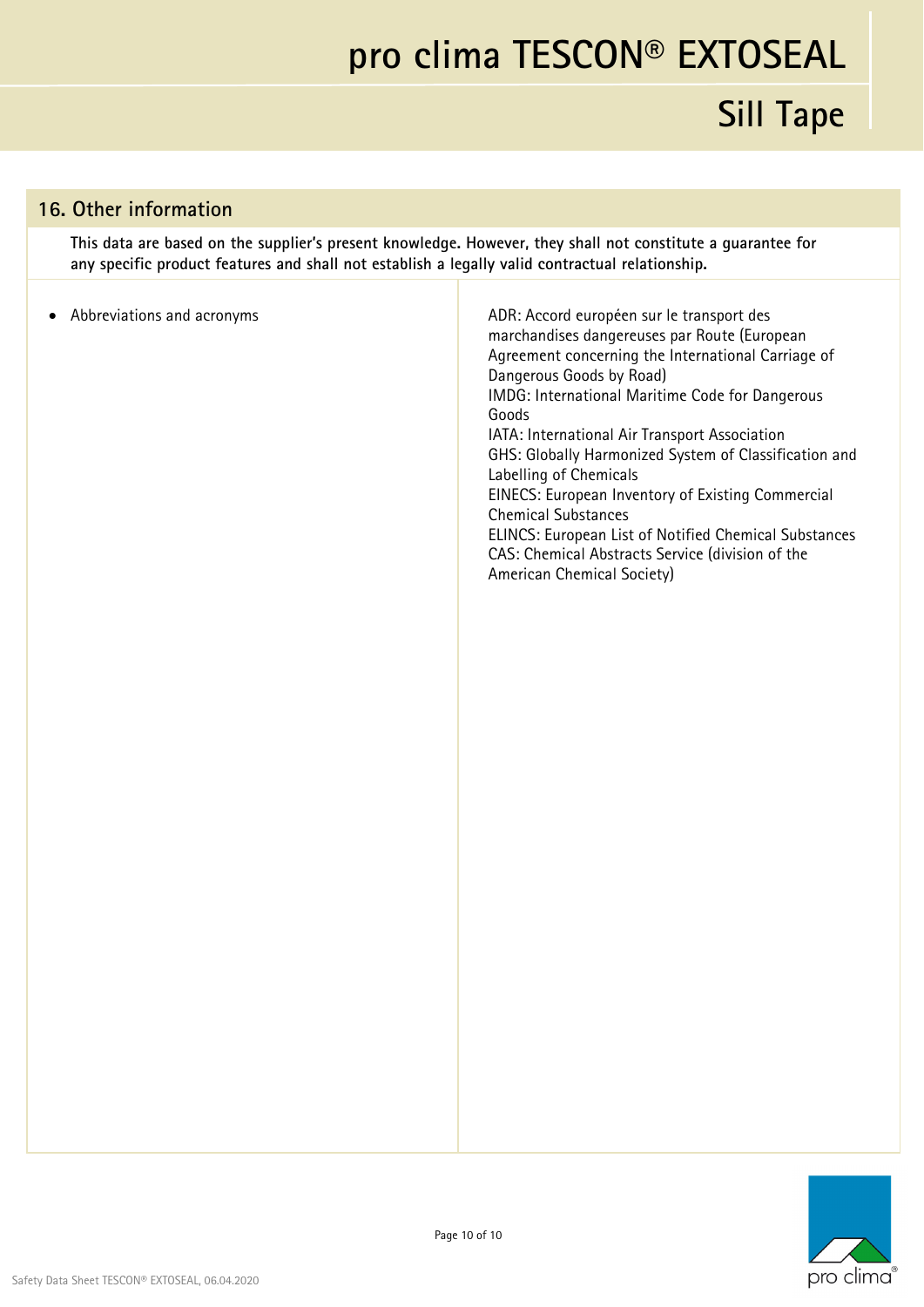## 16. Other information

**This data are based on the supplier's present knowledge. However, they shall not constitute a guarantee for any specific product features and shall not establish a legally valid contractual relationship.**

| | |
|---|---|
| • Abbreviations and acronyms | ADR: Accord européen sur le transport des marchandises dangereuses par Route (European Agreement concerning the International Carriage of Dangerous Goods by Road)<br>IMDG: International Maritime Code for Dangerous Goods<br>IATA: International Air Transport Association<br>GHS: Globally Harmonized System of Classification and Labelling of Chemicals<br>EINECS: European Inventory of Existing Commercial Chemical Substances<br>ELINCS: European List of Notified Chemical Substances<br>CAS: Chemical Abstracts Service (division of the American Chemical Society) |